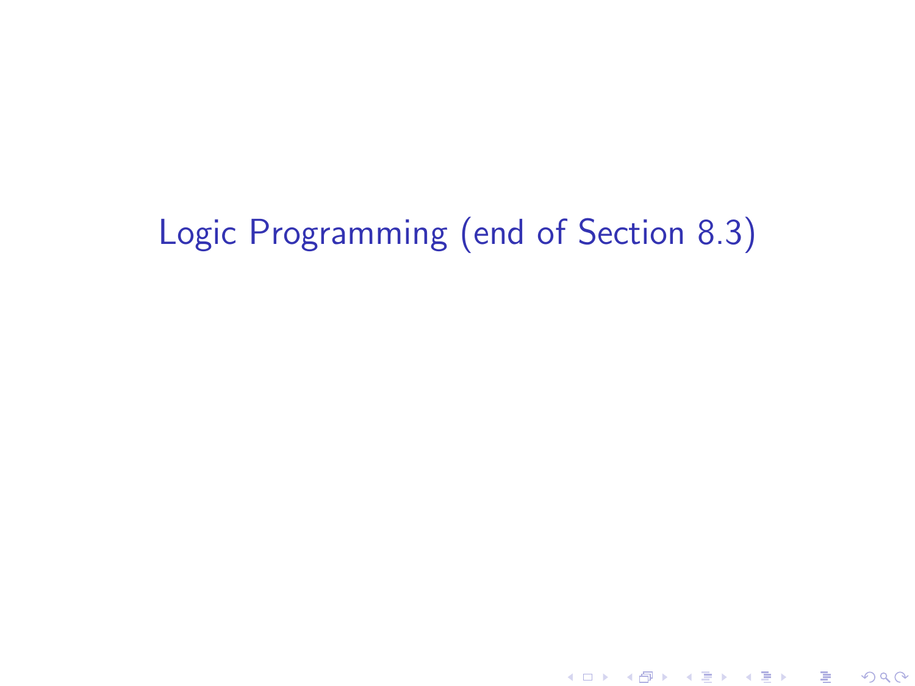# Logic Programming (end of Section 8.3)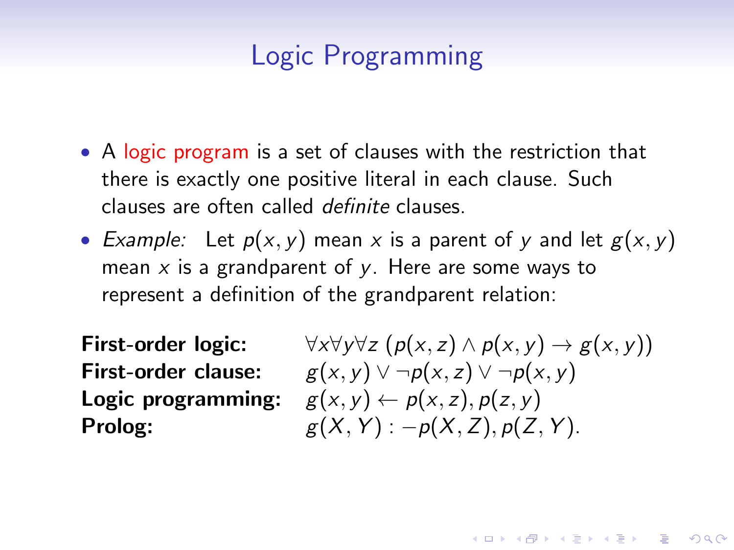# Logic Programming

- A logic program is a set of clauses with the restriction that there is exactly one positive literal in each clause. Such clauses are often called *definite* clauses.
- *Example:* Let $p(x, y)$ mean $x$ is a parent of $y$ and let $g(x, y)$ mean $x$ is a grandparent of $y$. Here are some ways to represent a definition of the grandparent relation:

**First-order logic:** $\forall x \forall y \forall z\ (p(x, z) \wedge p(x, y) \rightarrow g(x, y))$

**First-order clause:** $g(x, y) \vee \neg p(x, z) \vee \neg p(x, y)$

**Logic programming:** $g(x, y) \leftarrow p(x, z), p(z, y)$

**Prolog:** $g(X, Y) : -p(X, Z), p(Z, Y).$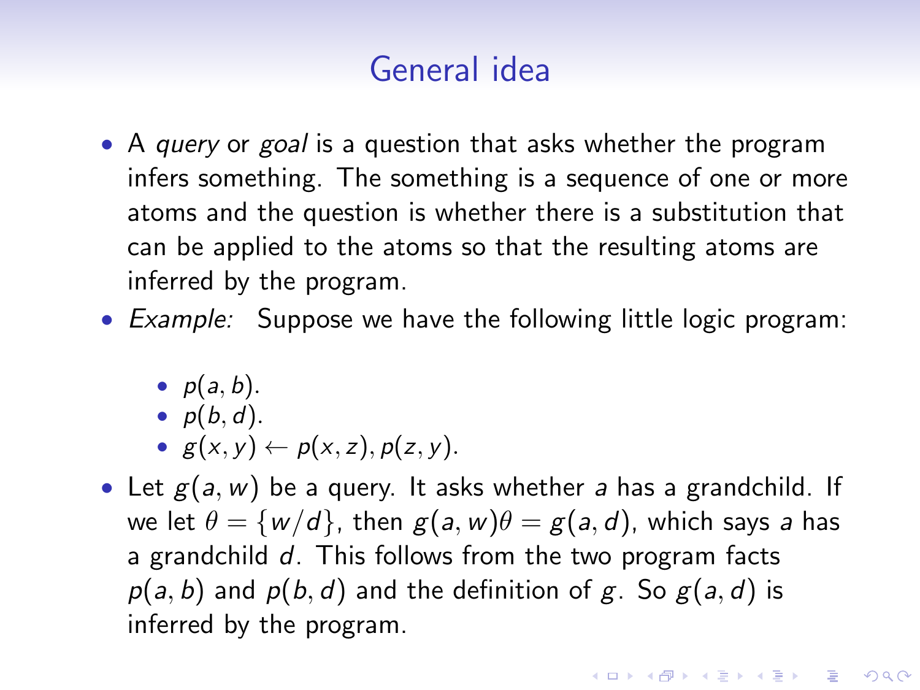# General idea

- A *query* or *goal* is a question that asks whether the program infers something. The something is a sequence of one or more atoms and the question is whether there is a substitution that can be applied to the atoms so that the resulting atoms are inferred by the program.
- *Example:* Suppose we have the following little logic program:
  - $p(a, b)$.
  - $p(b, d)$.
  - $g(x, y) \leftarrow p(x, z), p(z, y)$.
- Let $g(a, w)$ be a query. It asks whether $a$ has a grandchild. If we let $\theta = \{w/d\}$, then $g(a, w)\theta = g(a, d)$, which says $a$ has a grandchild $d$. This follows from the two program facts $p(a, b)$ and $p(b, d)$ and the definition of $g$. So $g(a, d)$ is inferred by the program.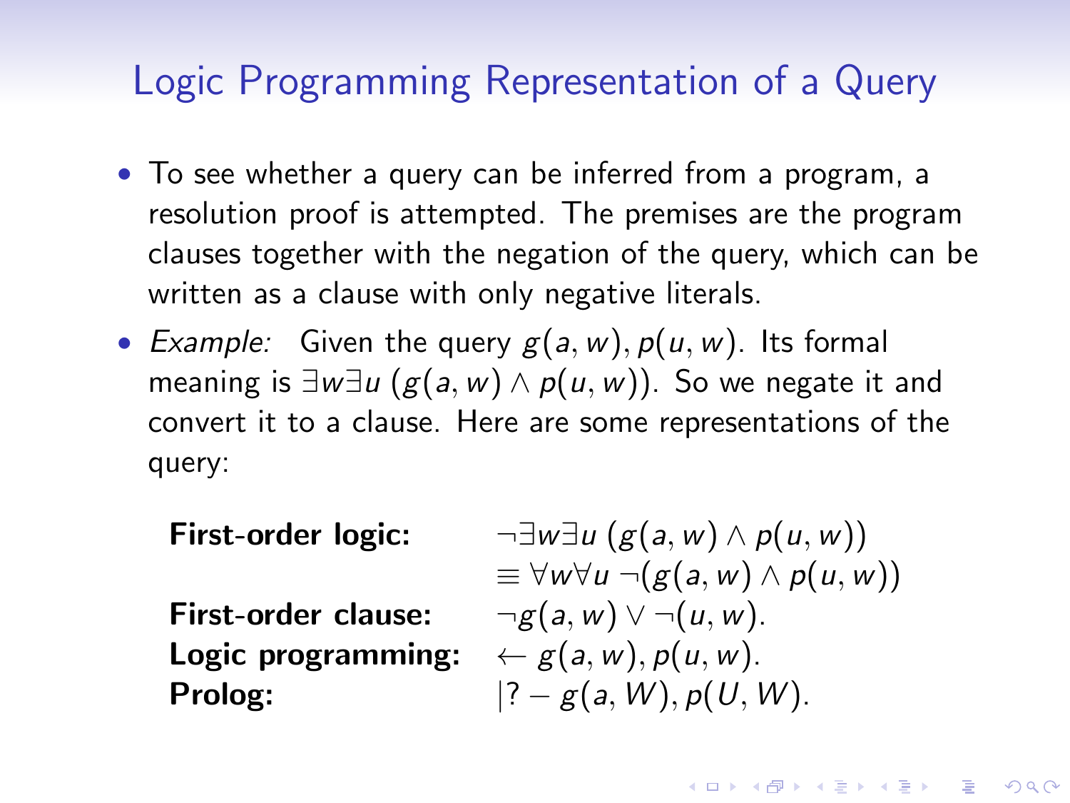# Logic Programming Representation of a Query

- To see whether a query can be inferred from a program, a resolution proof is attempted. The premises are the program clauses together with the negation of the query, which can be written as a clause with only negative literals.
- *Example:* Given the query $g(a, w), p(u, w)$. Its formal meaning is $\exists w \exists u \, (g(a, w) \wedge p(u, w))$. So we negate it and convert it to a clause. Here are some representations of the query:

| | |
|---|---|
| **First-order logic:** | $\neg \exists w \exists u \, (g(a, w) \wedge p(u, w))$ |
| | $\equiv \forall w \forall u \, \neg (g(a, w) \wedge p(u, w))$ |
| **First-order clause:** | $\neg g(a, w) \vee \neg (u, w)$. |
| **Logic programming:** | $\leftarrow g(a, w), p(u, w)$. |
| **Prolog:** | $\vert ? - g(a, W), p(U, W)$. |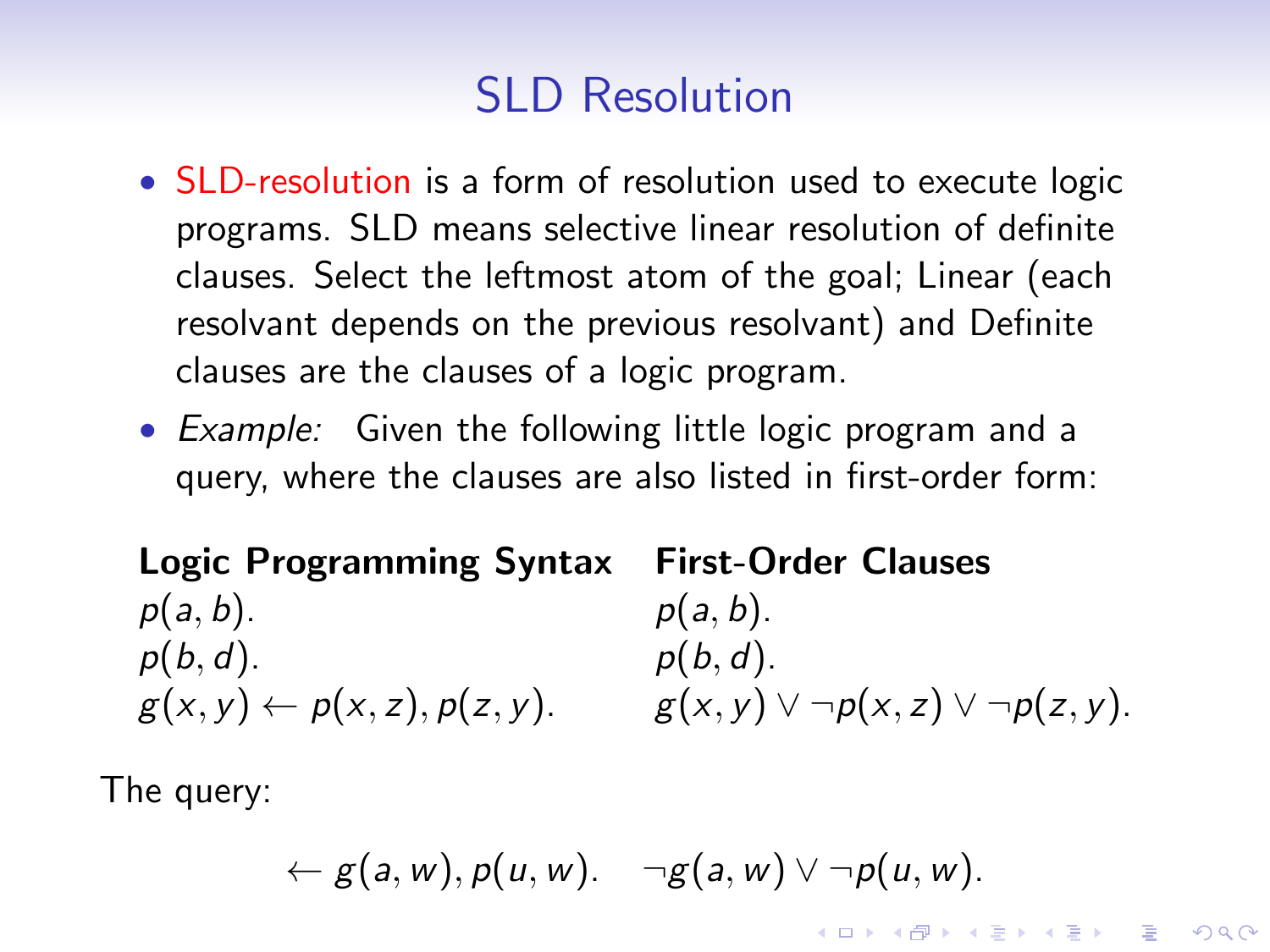# SLD Resolution

- SLD-resolution is a form of resolution used to execute logic programs. SLD means selective linear resolution of definite clauses. Select the leftmost atom of the goal; Linear (each resolvant depends on the previous resolvant) and Definite clauses are the clauses of a logic program.
- *Example:* Given the following little logic program and a query, where the clauses are also listed in first-order form:

| **Logic Programming Syntax** | **First-Order Clauses** |
|---|---|
| $p(a, b).$ | $p(a, b).$ |
| $p(b, d).$ | $p(b, d).$ |
| $g(x, y) \leftarrow p(x, z), p(z, y).$ | $g(x, y) \vee \neg p(x, z) \vee \neg p(z, y).$ |

The query:

$$\leftarrow g(a, w), p(u, w). \quad \neg g(a, w) \vee \neg p(u, w).$$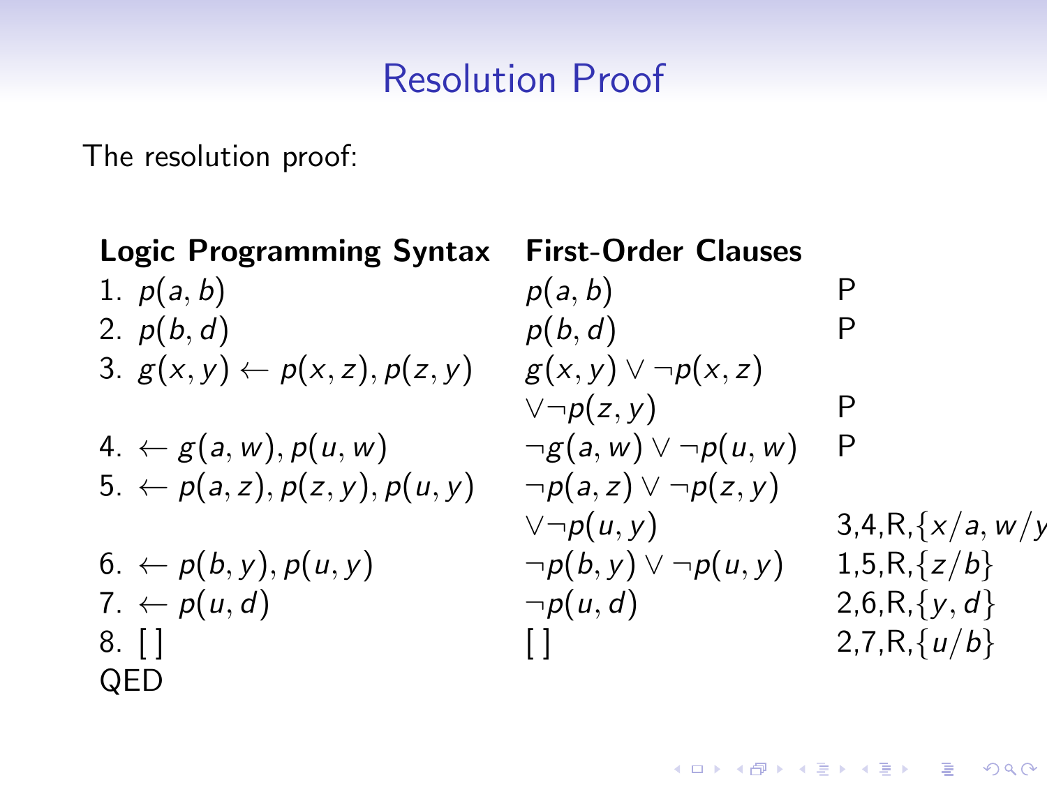# Resolution Proof

The resolution proof:

| Logic Programming Syntax | First-Order Clauses | |
|---|---|---|
| 1. $p(a, b)$ | $p(a, b)$ | P |
| 2. $p(b, d)$ | $p(b, d)$ | P |
| 3. $g(x, y) \leftarrow p(x, z), p(z, y)$ | $g(x, y) \vee \neg p(x, z)$ $\vee \neg p(z, y)$ | P |
| 4. $\leftarrow g(a, w), p(u, w)$ | $\neg g(a, w) \vee \neg p(u, w)$ | P |
| 5. $\leftarrow p(a, z), p(z, y), p(u, y)$ | $\neg p(a, z) \vee \neg p(z, y)$ $\vee \neg p(u, y)$ | 3,4,R,$\{x/a, w/y$ |
| 6. $\leftarrow p(b, y), p(u, y)$ | $\neg p(b, y) \vee \neg p(u, y)$ | 1,5,R,$\{z/b\}$ |
| 7. $\leftarrow p(u, d)$ | $\neg p(u, d)$ | 2,6,R,$\{y, d\}$ |
| 8. [ ] | [ ] | 2,7,R,$\{u/b\}$ |

QED